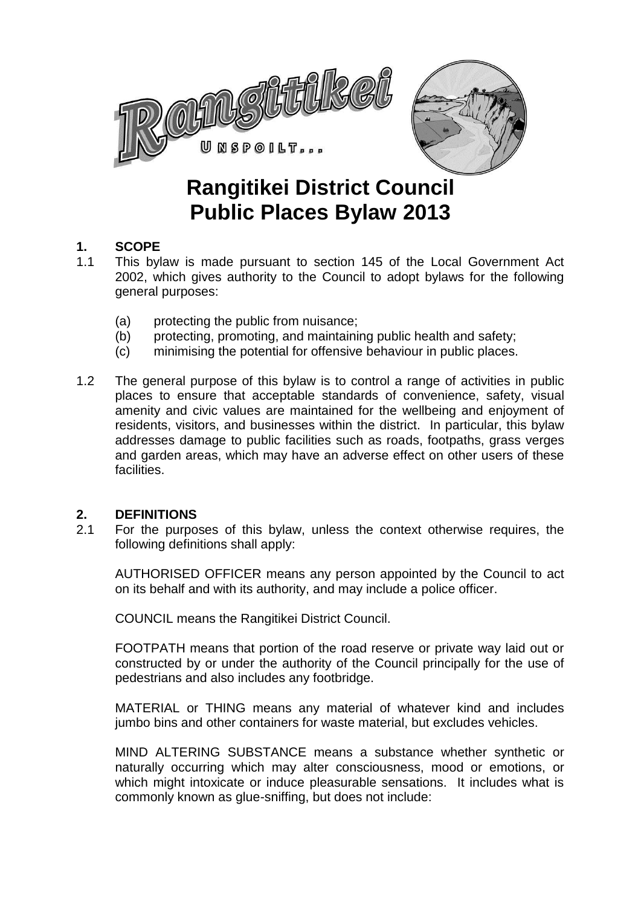# Rangitikei District Council Public Places Bylaw 2013

## 1. SCOPE

1.1 This bylaw is made pursuant to section 145 of the Local Government Act 2002, which gives authority to the Council to adopt bylaws for the following general purposes:

- (a) protecting the public from nuisance;
- (b) protecting, promoting, and maintaining public health and safety;
- (c) minimising the potential for offensive behaviour in public places.

1.2 The general purpose of this bylaw is to control a range of activities in public places to ensure that acceptable standards of convenience, safety, visual amenity and civic values are maintained for the wellbeing and enjoyment of residents, visitors, and businesses within the district. In particular, this bylaw addresses damage to public facilities such as roads, footpaths, grass verges and garden areas, which may have an adverse effect on other users of these facilities.

## 2. DEFINITIONS

2.1 For the purposes of this bylaw, unless the context otherwise requires, the following definitions shall apply:

AUTHORISED OFFICER means any person appointed by the Council to act on its behalf and with its authority, and may include a police officer.

COUNCIL means the Rangitikei District Council.

FOOTPATH means that portion of the road reserve or private way laid out or constructed by or under the authority of the Council principally for the use of pedestrians and also includes any footbridge.

MATERIAL or THING means any material of whatever kind and includes jumbo bins and other containers for waste material, but excludes vehicles.

MIND ALTERING SUBSTANCE means a substance whether synthetic or naturally occurring which may alter consciousness, mood or emotions, or which might intoxicate or induce pleasurable sensations. It includes what is commonly known as glue-sniffing, but does not include: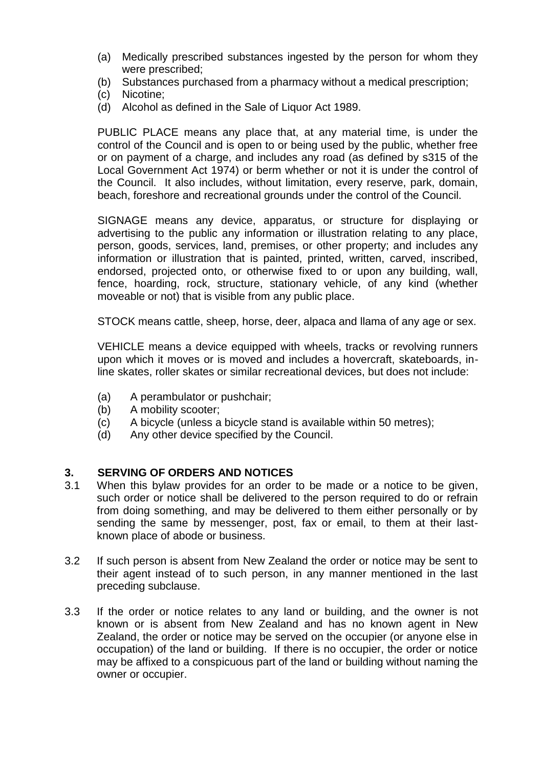(a) Medically prescribed substances ingested by the person for whom they were prescribed;
(b) Substances purchased from a pharmacy without a medical prescription;
(c) Nicotine;
(d) Alcohol as defined in the Sale of Liquor Act 1989.

PUBLIC PLACE means any place that, at any material time, is under the control of the Council and is open to or being used by the public, whether free or on payment of a charge, and includes any road (as defined by s315 of the Local Government Act 1974) or berm whether or not it is under the control of the Council. It also includes, without limitation, every reserve, park, domain, beach, foreshore and recreational grounds under the control of the Council.

SIGNAGE means any device, apparatus, or structure for displaying or advertising to the public any information or illustration relating to any place, person, goods, services, land, premises, or other property; and includes any information or illustration that is painted, printed, written, carved, inscribed, endorsed, projected onto, or otherwise fixed to or upon any building, wall, fence, hoarding, rock, structure, stationary vehicle, of any kind (whether moveable or not) that is visible from any public place.

STOCK means cattle, sheep, horse, deer, alpaca and llama of any age or sex.

VEHICLE means a device equipped with wheels, tracks or revolving runners upon which it moves or is moved and includes a hovercraft, skateboards, in-line skates, roller skates or similar recreational devices, but does not include:

(a) A perambulator or pushchair;
(b) A mobility scooter;
(c) A bicycle (unless a bicycle stand is available within 50 metres);
(d) Any other device specified by the Council.

## 3. SERVING OF ORDERS AND NOTICES

3.1 When this bylaw provides for an order to be made or a notice to be given, such order or notice shall be delivered to the person required to do or refrain from doing something, and may be delivered to them either personally or by sending the same by messenger, post, fax or email, to them at their last-known place of abode or business.

3.2 If such person is absent from New Zealand the order or notice may be sent to their agent instead of to such person, in any manner mentioned in the last preceding subclause.

3.3 If the order or notice relates to any land or building, and the owner is not known or is absent from New Zealand and has no known agent in New Zealand, the order or notice may be served on the occupier (or anyone else in occupation) of the land or building. If there is no occupier, the order or notice may be affixed to a conspicuous part of the land or building without naming the owner or occupier.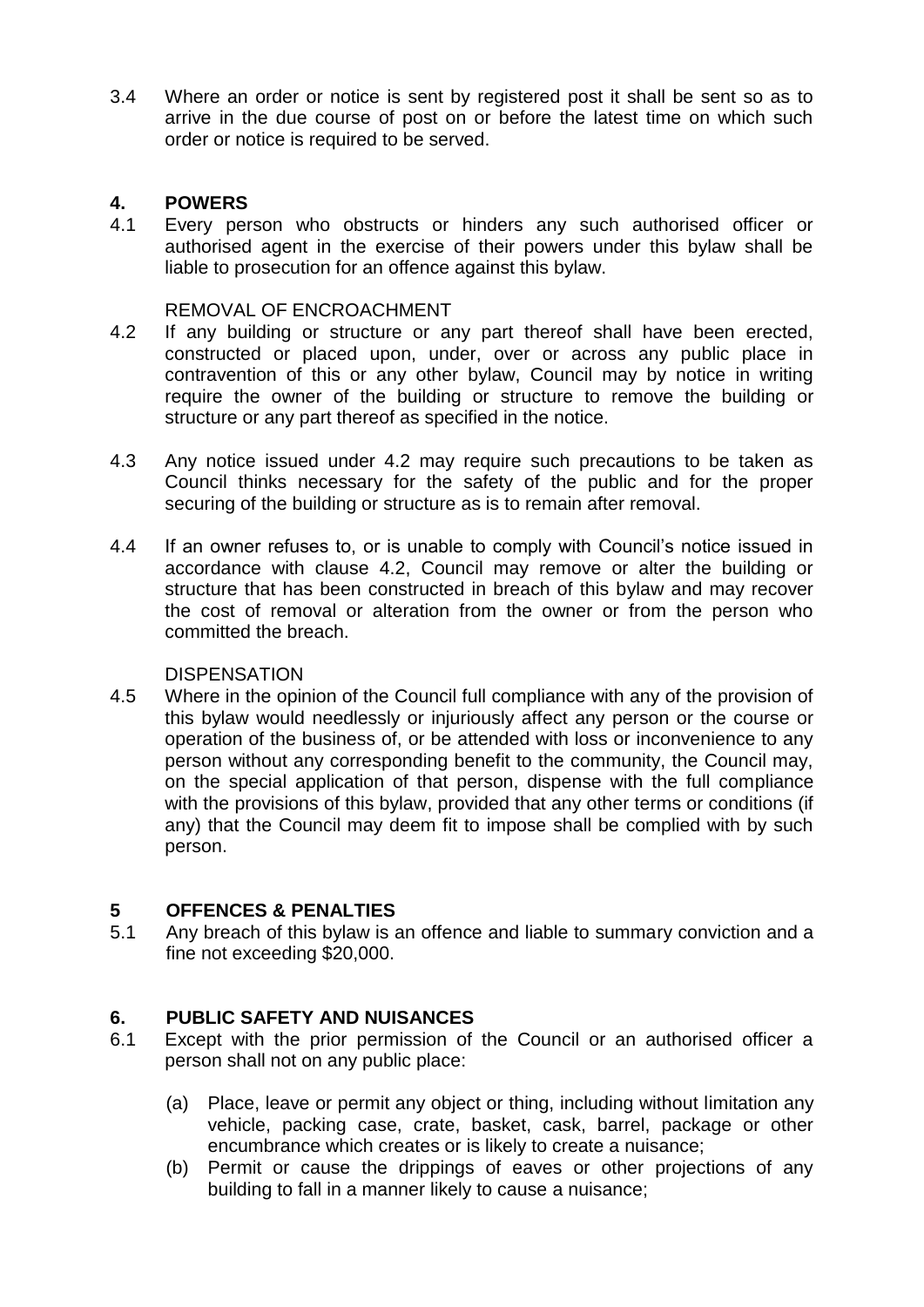3.4 Where an order or notice is sent by registered post it shall be sent so as to arrive in the due course of post on or before the latest time on which such order or notice is required to be served.

## 4. POWERS

4.1 Every person who obstructs or hinders any such authorised officer or authorised agent in the exercise of their powers under this bylaw shall be liable to prosecution for an offence against this bylaw.

REMOVAL OF ENCROACHMENT

4.2 If any building or structure or any part thereof shall have been erected, constructed or placed upon, under, over or across any public place in contravention of this or any other bylaw, Council may by notice in writing require the owner of the building or structure to remove the building or structure or any part thereof as specified in the notice.

4.3 Any notice issued under 4.2 may require such precautions to be taken as Council thinks necessary for the safety of the public and for the proper securing of the building or structure as is to remain after removal.

4.4 If an owner refuses to, or is unable to comply with Council's notice issued in accordance with clause 4.2, Council may remove or alter the building or structure that has been constructed in breach of this bylaw and may recover the cost of removal or alteration from the owner or from the person who committed the breach.

DISPENSATION

4.5 Where in the opinion of the Council full compliance with any of the provision of this bylaw would needlessly or injuriously affect any person or the course or operation of the business of, or be attended with loss or inconvenience to any person without any corresponding benefit to the community, the Council may, on the special application of that person, dispense with the full compliance with the provisions of this bylaw, provided that any other terms or conditions (if any) that the Council may deem fit to impose shall be complied with by such person.

## 5 OFFENCES & PENALTIES

5.1 Any breach of this bylaw is an offence and liable to summary conviction and a fine not exceeding $20,000.

## 6. PUBLIC SAFETY AND NUISANCES

6.1 Except with the prior permission of the Council or an authorised officer a person shall not on any public place:

(a) Place, leave or permit any object or thing, including without limitation any vehicle, packing case, crate, basket, cask, barrel, package or other encumbrance which creates or is likely to create a nuisance;

(b) Permit or cause the drippings of eaves or other projections of any building to fall in a manner likely to cause a nuisance;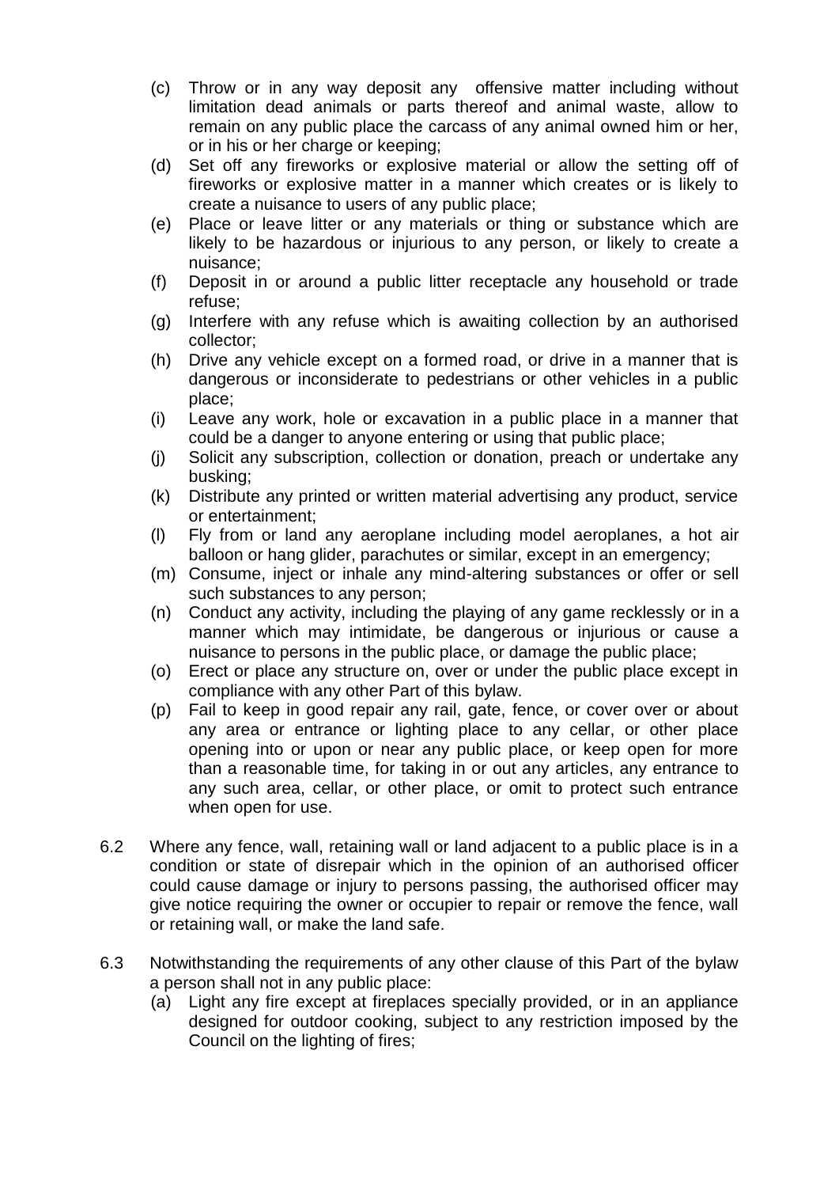(c) Throw or in any way deposit any offensive matter including without limitation dead animals or parts thereof and animal waste, allow to remain on any public place the carcass of any animal owned him or her, or in his or her charge or keeping;

(d) Set off any fireworks or explosive material or allow the setting off of fireworks or explosive matter in a manner which creates or is likely to create a nuisance to users of any public place;

(e) Place or leave litter or any materials or thing or substance which are likely to be hazardous or injurious to any person, or likely to create a nuisance;

(f) Deposit in or around a public litter receptacle any household or trade refuse;

(g) Interfere with any refuse which is awaiting collection by an authorised collector;

(h) Drive any vehicle except on a formed road, or drive in a manner that is dangerous or inconsiderate to pedestrians or other vehicles in a public place;

(i) Leave any work, hole or excavation in a public place in a manner that could be a danger to anyone entering or using that public place;

(j) Solicit any subscription, collection or donation, preach or undertake any busking;

(k) Distribute any printed or written material advertising any product, service or entertainment;

(l) Fly from or land any aeroplane including model aeroplanes, a hot air balloon or hang glider, parachutes or similar, except in an emergency;

(m) Consume, inject or inhale any mind-altering substances or offer or sell such substances to any person;

(n) Conduct any activity, including the playing of any game recklessly or in a manner which may intimidate, be dangerous or injurious or cause a nuisance to persons in the public place, or damage the public place;

(o) Erect or place any structure on, over or under the public place except in compliance with any other Part of this bylaw.

(p) Fail to keep in good repair any rail, gate, fence, or cover over or about any area or entrance or lighting place to any cellar, or other place opening into or upon or near any public place, or keep open for more than a reasonable time, for taking in or out any articles, any entrance to any such area, cellar, or other place, or omit to protect such entrance when open for use.

6.2 Where any fence, wall, retaining wall or land adjacent to a public place is in a condition or state of disrepair which in the opinion of an authorised officer could cause damage or injury to persons passing, the authorised officer may give notice requiring the owner or occupier to repair or remove the fence, wall or retaining wall, or make the land safe.

6.3 Notwithstanding the requirements of any other clause of this Part of the bylaw a person shall not in any public place:

(a) Light any fire except at fireplaces specially provided, or in an appliance designed for outdoor cooking, subject to any restriction imposed by the Council on the lighting of fires;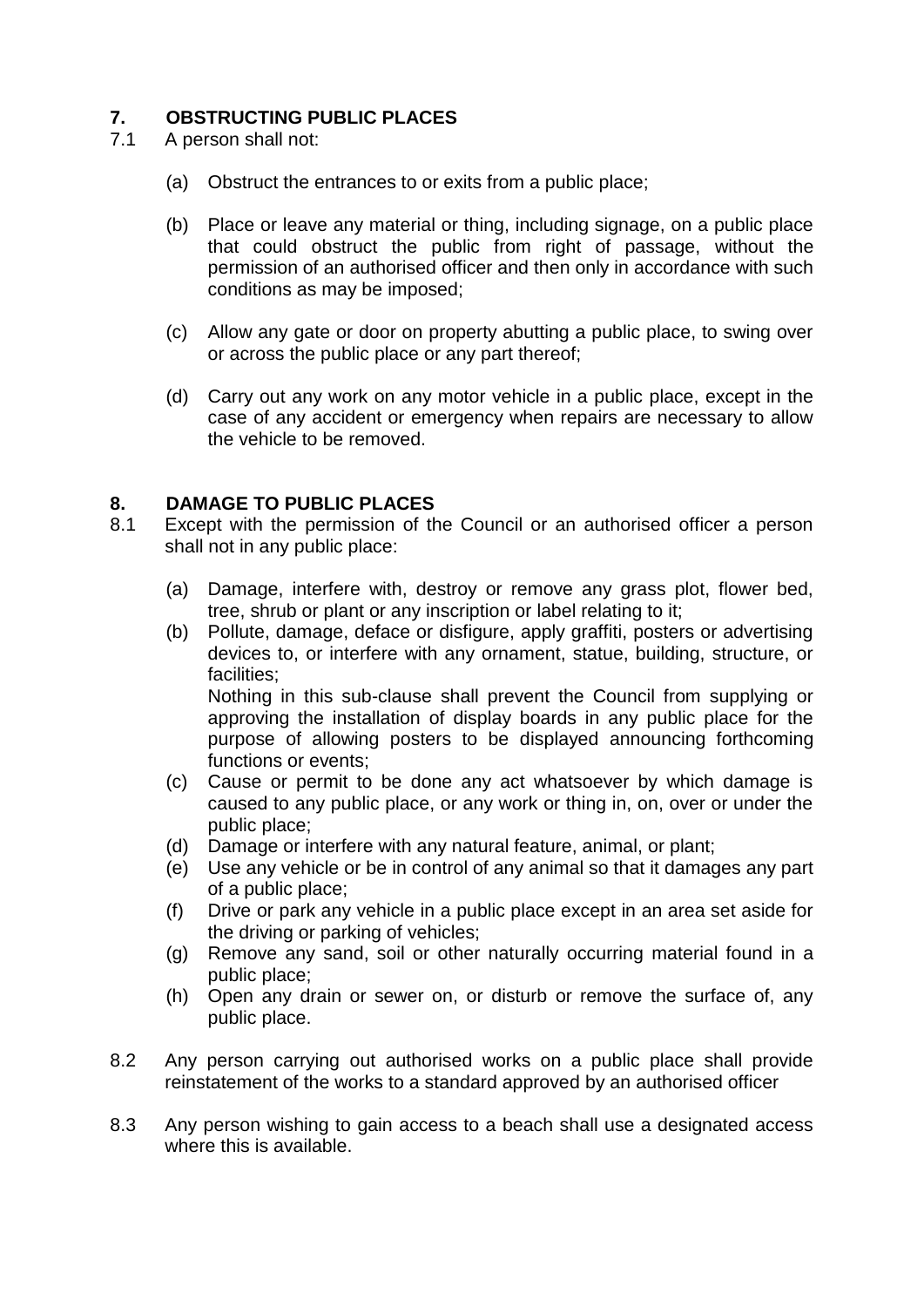## 7. OBSTRUCTING PUBLIC PLACES

7.1 A person shall not:

(a) Obstruct the entrances to or exits from a public place;

(b) Place or leave any material or thing, including signage, on a public place that could obstruct the public from right of passage, without the permission of an authorised officer and then only in accordance with such conditions as may be imposed;

(c) Allow any gate or door on property abutting a public place, to swing over or across the public place or any part thereof;

(d) Carry out any work on any motor vehicle in a public place, except in the case of any accident or emergency when repairs are necessary to allow the vehicle to be removed.

## 8. DAMAGE TO PUBLIC PLACES

8.1 Except with the permission of the Council or an authorised officer a person shall not in any public place:

(a) Damage, interfere with, destroy or remove any grass plot, flower bed, tree, shrub or plant or any inscription or label relating to it;

(b) Pollute, damage, deface or disfigure, apply graffiti, posters or advertising devices to, or interfere with any ornament, statue, building, structure, or facilities;
Nothing in this sub-clause shall prevent the Council from supplying or approving the installation of display boards in any public place for the purpose of allowing posters to be displayed announcing forthcoming functions or events;

(c) Cause or permit to be done any act whatsoever by which damage is caused to any public place, or any work or thing in, on, over or under the public place;

(d) Damage or interfere with any natural feature, animal, or plant;

(e) Use any vehicle or be in control of any animal so that it damages any part of a public place;

(f) Drive or park any vehicle in a public place except in an area set aside for the driving or parking of vehicles;

(g) Remove any sand, soil or other naturally occurring material found in a public place;

(h) Open any drain or sewer on, or disturb or remove the surface of, any public place.

8.2 Any person carrying out authorised works on a public place shall provide reinstatement of the works to a standard approved by an authorised officer

8.3 Any person wishing to gain access to a beach shall use a designated access where this is available.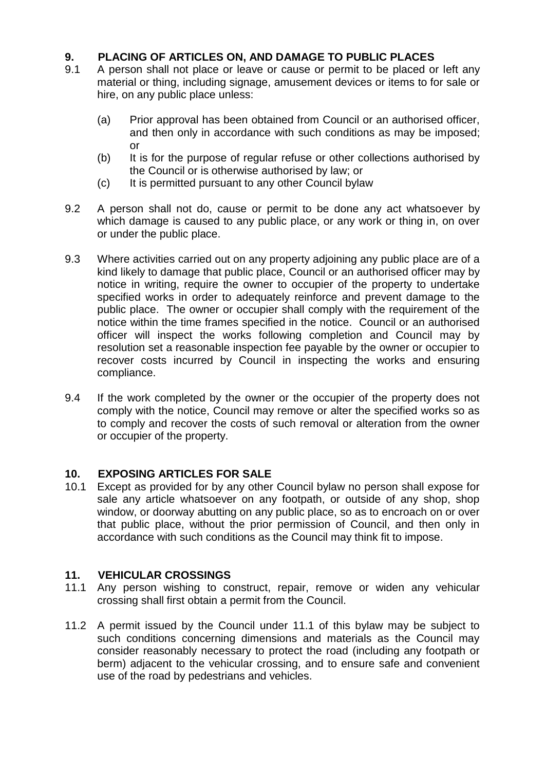## 9. PLACING OF ARTICLES ON, AND DAMAGE TO PUBLIC PLACES

9.1 A person shall not place or leave or cause or permit to be placed or left any material or thing, including signage, amusement devices or items to for sale or hire, on any public place unless:

- (a) Prior approval has been obtained from Council or an authorised officer, and then only in accordance with such conditions as may be imposed; or
- (b) It is for the purpose of regular refuse or other collections authorised by the Council or is otherwise authorised by law; or
- (c) It is permitted pursuant to any other Council bylaw

9.2 A person shall not do, cause or permit to be done any act whatsoever by which damage is caused to any public place, or any work or thing in, on over or under the public place.

9.3 Where activities carried out on any property adjoining any public place are of a kind likely to damage that public place, Council or an authorised officer may by notice in writing, require the owner to occupier of the property to undertake specified works in order to adequately reinforce and prevent damage to the public place. The owner or occupier shall comply with the requirement of the notice within the time frames specified in the notice. Council or an authorised officer will inspect the works following completion and Council may by resolution set a reasonable inspection fee payable by the owner or occupier to recover costs incurred by Council in inspecting the works and ensuring compliance.

9.4 If the work completed by the owner or the occupier of the property does not comply with the notice, Council may remove or alter the specified works so as to comply and recover the costs of such removal or alteration from the owner or occupier of the property.

## 10. EXPOSING ARTICLES FOR SALE

10.1 Except as provided for by any other Council bylaw no person shall expose for sale any article whatsoever on any footpath, or outside of any shop, shop window, or doorway abutting on any public place, so as to encroach on or over that public place, without the prior permission of Council, and then only in accordance with such conditions as the Council may think fit to impose.

## 11. VEHICULAR CROSSINGS

11.1 Any person wishing to construct, repair, remove or widen any vehicular crossing shall first obtain a permit from the Council.

11.2 A permit issued by the Council under 11.1 of this bylaw may be subject to such conditions concerning dimensions and materials as the Council may consider reasonably necessary to protect the road (including any footpath or berm) adjacent to the vehicular crossing, and to ensure safe and convenient use of the road by pedestrians and vehicles.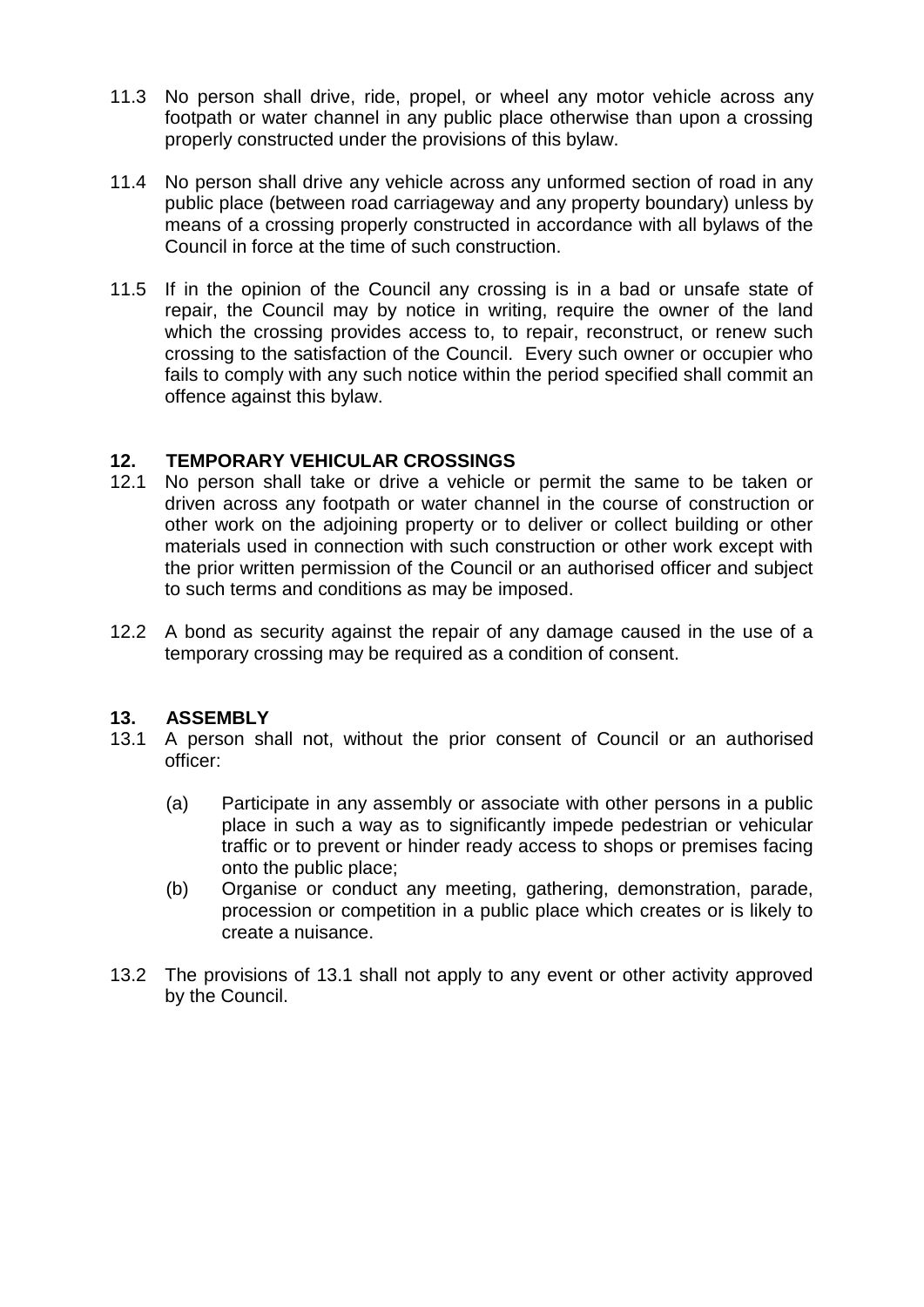11.3 No person shall drive, ride, propel, or wheel any motor vehicle across any footpath or water channel in any public place otherwise than upon a crossing properly constructed under the provisions of this bylaw.

11.4 No person shall drive any vehicle across any unformed section of road in any public place (between road carriageway and any property boundary) unless by means of a crossing properly constructed in accordance with all bylaws of the Council in force at the time of such construction.

11.5 If in the opinion of the Council any crossing is in a bad or unsafe state of repair, the Council may by notice in writing, require the owner of the land which the crossing provides access to, to repair, reconstruct, or renew such crossing to the satisfaction of the Council. Every such owner or occupier who fails to comply with any such notice within the period specified shall commit an offence against this bylaw.

## 12. TEMPORARY VEHICULAR CROSSINGS

12.1 No person shall take or drive a vehicle or permit the same to be taken or driven across any footpath or water channel in the course of construction or other work on the adjoining property or to deliver or collect building or other materials used in connection with such construction or other work except with the prior written permission of the Council or an authorised officer and subject to such terms and conditions as may be imposed.

12.2 A bond as security against the repair of any damage caused in the use of a temporary crossing may be required as a condition of consent.

## 13. ASSEMBLY

13.1 A person shall not, without the prior consent of Council or an authorised officer:

(a) Participate in any assembly or associate with other persons in a public place in such a way as to significantly impede pedestrian or vehicular traffic or to prevent or hinder ready access to shops or premises facing onto the public place;

(b) Organise or conduct any meeting, gathering, demonstration, parade, procession or competition in a public place which creates or is likely to create a nuisance.

13.2 The provisions of 13.1 shall not apply to any event or other activity approved by the Council.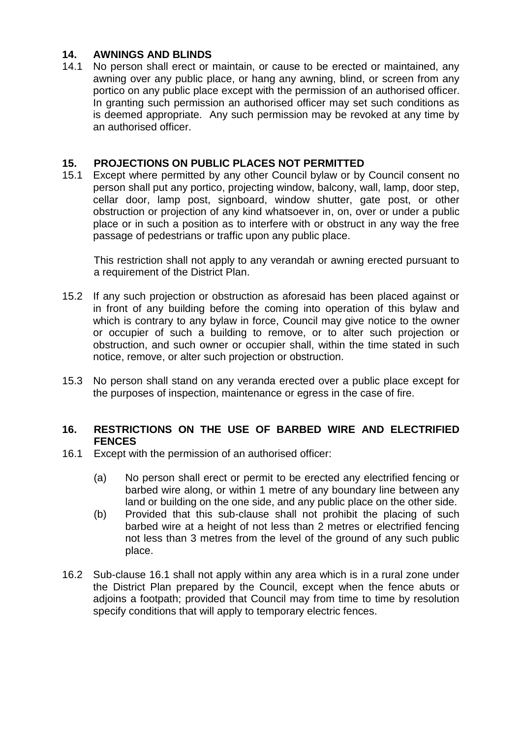## 14. AWNINGS AND BLINDS

14.1 No person shall erect or maintain, or cause to be erected or maintained, any awning over any public place, or hang any awning, blind, or screen from any portico on any public place except with the permission of an authorised officer. In granting such permission an authorised officer may set such conditions as is deemed appropriate. Any such permission may be revoked at any time by an authorised officer.

## 15. PROJECTIONS ON PUBLIC PLACES NOT PERMITTED

15.1 Except where permitted by any other Council bylaw or by Council consent no person shall put any portico, projecting window, balcony, wall, lamp, door step, cellar door, lamp post, signboard, window shutter, gate post, or other obstruction or projection of any kind whatsoever in, on, over or under a public place or in such a position as to interfere with or obstruct in any way the free passage of pedestrians or traffic upon any public place.

This restriction shall not apply to any verandah or awning erected pursuant to a requirement of the District Plan.

15.2 If any such projection or obstruction as aforesaid has been placed against or in front of any building before the coming into operation of this bylaw and which is contrary to any bylaw in force, Council may give notice to the owner or occupier of such a building to remove, or to alter such projection or obstruction, and such owner or occupier shall, within the time stated in such notice, remove, or alter such projection or obstruction.

15.3 No person shall stand on any veranda erected over a public place except for the purposes of inspection, maintenance or egress in the case of fire.

## 16. RESTRICTIONS ON THE USE OF BARBED WIRE AND ELECTRIFIED FENCES

16.1 Except with the permission of an authorised officer:

(a) No person shall erect or permit to be erected any electrified fencing or barbed wire along, or within 1 metre of any boundary line between any land or building on the one side, and any public place on the other side.

(b) Provided that this sub-clause shall not prohibit the placing of such barbed wire at a height of not less than 2 metres or electrified fencing not less than 3 metres from the level of the ground of any such public place.

16.2 Sub-clause 16.1 shall not apply within any area which is in a rural zone under the District Plan prepared by the Council, except when the fence abuts or adjoins a footpath; provided that Council may from time to time by resolution specify conditions that will apply to temporary electric fences.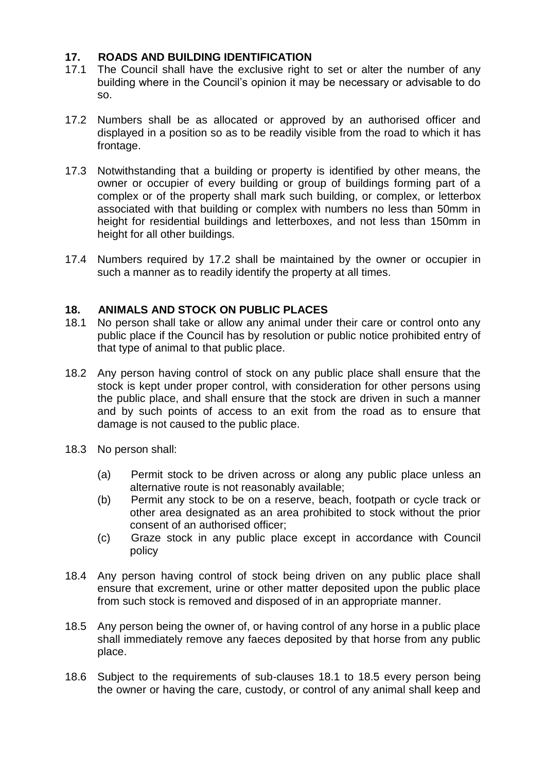## 17. ROADS AND BUILDING IDENTIFICATION

17.1 The Council shall have the exclusive right to set or alter the number of any building where in the Council's opinion it may be necessary or advisable to do so.

17.2 Numbers shall be as allocated or approved by an authorised officer and displayed in a position so as to be readily visible from the road to which it has frontage.

17.3 Notwithstanding that a building or property is identified by other means, the owner or occupier of every building or group of buildings forming part of a complex or of the property shall mark such building, or complex, or letterbox associated with that building or complex with numbers no less than 50mm in height for residential buildings and letterboxes, and not less than 150mm in height for all other buildings.

17.4 Numbers required by 17.2 shall be maintained by the owner or occupier in such a manner as to readily identify the property at all times.

## 18. ANIMALS AND STOCK ON PUBLIC PLACES

18.1 No person shall take or allow any animal under their care or control onto any public place if the Council has by resolution or public notice prohibited entry of that type of animal to that public place.

18.2 Any person having control of stock on any public place shall ensure that the stock is kept under proper control, with consideration for other persons using the public place, and shall ensure that the stock are driven in such a manner and by such points of access to an exit from the road as to ensure that damage is not caused to the public place.

18.3 No person shall:

(a) Permit stock to be driven across or along any public place unless an alternative route is not reasonably available;

(b) Permit any stock to be on a reserve, beach, footpath or cycle track or other area designated as an area prohibited to stock without the prior consent of an authorised officer;

(c) Graze stock in any public place except in accordance with Council policy

18.4 Any person having control of stock being driven on any public place shall ensure that excrement, urine or other matter deposited upon the public place from such stock is removed and disposed of in an appropriate manner.

18.5 Any person being the owner of, or having control of any horse in a public place shall immediately remove any faeces deposited by that horse from any public place.

18.6 Subject to the requirements of sub-clauses 18.1 to 18.5 every person being the owner or having the care, custody, or control of any animal shall keep and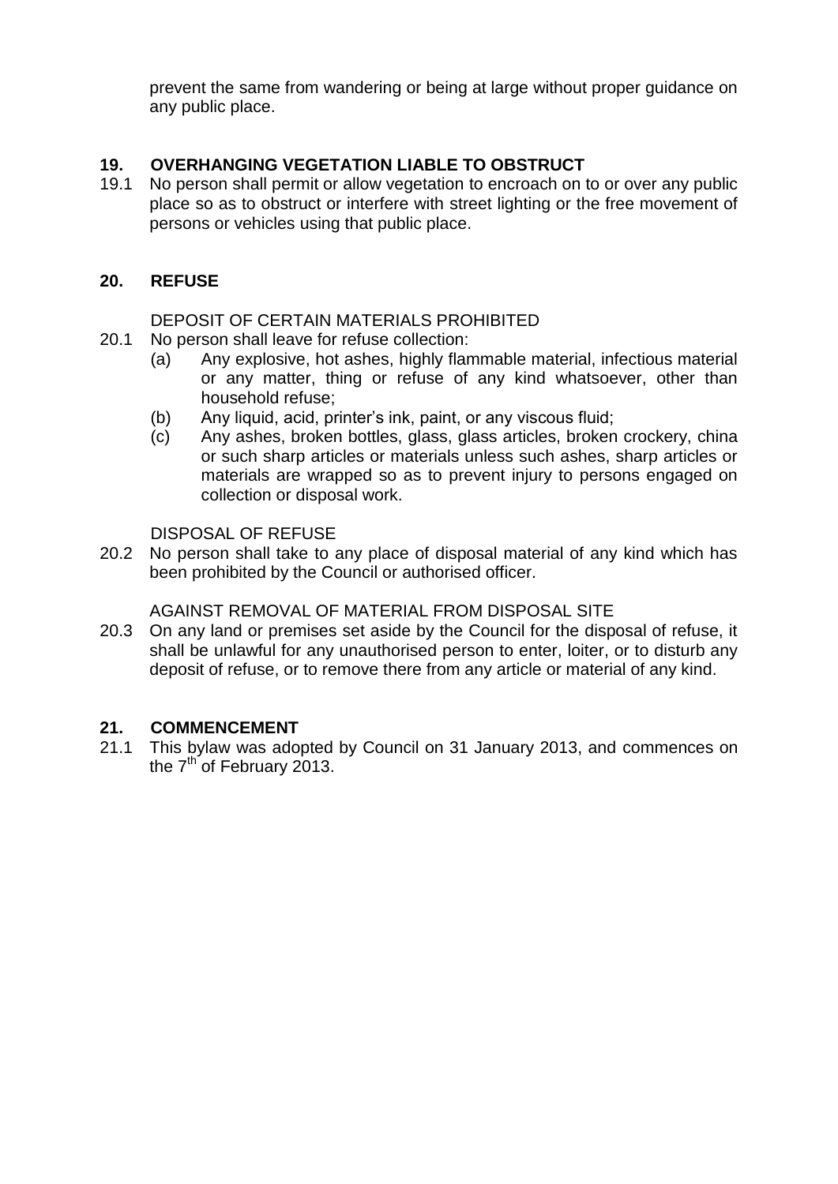prevent the same from wandering or being at large without proper guidance on any public place.

## 19. OVERHANGING VEGETATION LIABLE TO OBSTRUCT

19.1 No person shall permit or allow vegetation to encroach on to or over any public place so as to obstruct or interfere with street lighting or the free movement of persons or vehicles using that public place.

## 20. REFUSE

DEPOSIT OF CERTAIN MATERIALS PROHIBITED

20.1 No person shall leave for refuse collection:

(a) Any explosive, hot ashes, highly flammable material, infectious material or any matter, thing or refuse of any kind whatsoever, other than household refuse;

(b) Any liquid, acid, printer's ink, paint, or any viscous fluid;

(c) Any ashes, broken bottles, glass, glass articles, broken crockery, china or such sharp articles or materials unless such ashes, sharp articles or materials are wrapped so as to prevent injury to persons engaged on collection or disposal work.

DISPOSAL OF REFUSE

20.2 No person shall take to any place of disposal material of any kind which has been prohibited by the Council or authorised officer.

AGAINST REMOVAL OF MATERIAL FROM DISPOSAL SITE

20.3 On any land or premises set aside by the Council for the disposal of refuse, it shall be unlawful for any unauthorised person to enter, loiter, or to disturb any deposit of refuse, or to remove there from any article or material of any kind.

## 21. COMMENCEMENT

21.1 This bylaw was adopted by Council on 31 January 2013, and commences on the 7th of February 2013.